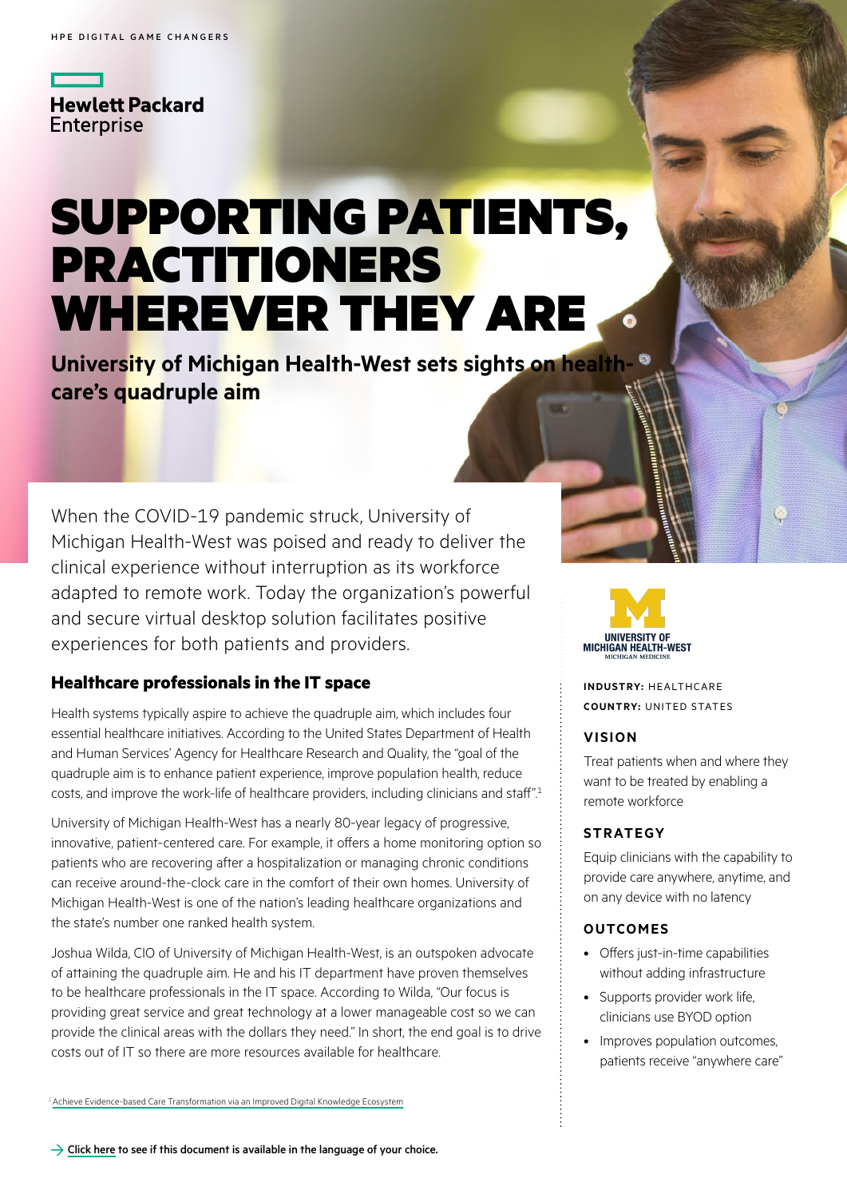HPE DIGITAL GAME CHANGERS

Hewlett Packard Enterprise

# SUPPORTING PATIENTS, PRACTITIONERS WHEREVER THEY ARE

**University of Michigan Health-West sets sights on health-care's quadruple aim**

When the COVID-19 pandemic struck, University of Michigan Health-West was poised and ready to deliver the clinical experience without interruption as its workforce adapted to remote work. Today the organization's powerful and secure virtual desktop solution facilitates positive experiences for both patients and providers.

## Healthcare professionals in the IT space

Health systems typically aspire to achieve the quadruple aim, which includes four essential healthcare initiatives. According to the United States Department of Health and Human Services' Agency for Healthcare Research and Quality, the "goal of the quadruple aim is to enhance patient experience, improve population health, reduce costs, and improve the work-life of healthcare providers, including clinicians and staff".[1]

University of Michigan Health-West has a nearly 80-year legacy of progressive, innovative, patient-centered care. For example, it offers a home monitoring option so patients who are recovering after a hospitalization or managing chronic conditions can receive around-the-clock care in the comfort of their own homes. University of Michigan Health-West is one of the nation's leading healthcare organizations and the state's number one ranked health system.

Joshua Wilda, CIO of University of Michigan Health-West, is an outspoken advocate of attaining the quadruple aim. He and his IT department have proven themselves to be healthcare professionals in the IT space. According to Wilda, "Our focus is providing great service and great technology at a lower manageable cost so we can provide the clinical areas with the dollars they need." In short, the end goal is to drive costs out of IT so there are more resources available for healthcare.

[1] Achieve Evidence-based Care Transformation via an Improved Digital Knowledge Ecosystem

UNIVERSITY OF MICHIGAN HEALTH-WEST
MICHIGAN MEDICINE

**INDUSTRY:** HEALTHCARE
**COUNTRY:** UNITED STATES

### VISION

Treat patients when and where they want to be treated by enabling a remote workforce

### STRATEGY

Equip clinicians with the capability to provide care anywhere, anytime, and on any device with no latency

### OUTCOMES

- Offers just-in-time capabilities without adding infrastructure
- Supports provider work life, clinicians use BYOD option
- Improves population outcomes, patients receive "anywhere care"

→ Click here to see if this document is available in the language of your choice.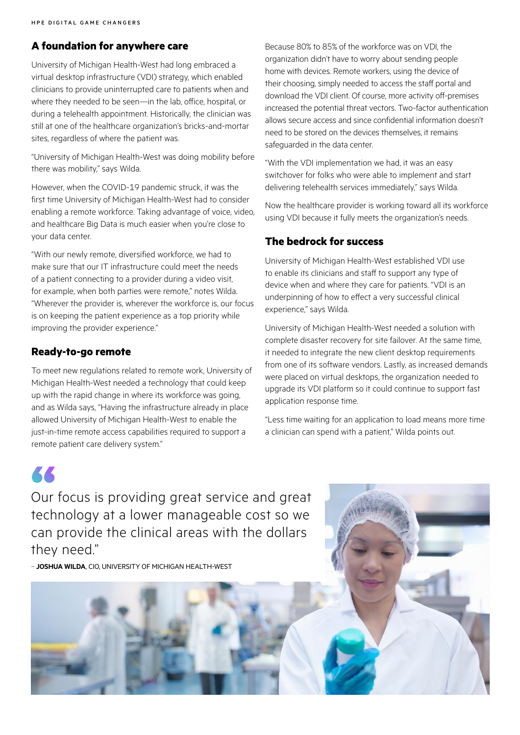## A foundation for anywhere care

University of Michigan Health-West had long embraced a virtual desktop infrastructure (VDI) strategy, which enabled clinicians to provide uninterrupted care to patients when and where they needed to be seen—in the lab, office, hospital, or during a telehealth appointment. Historically, the clinician was still at one of the healthcare organization's bricks-and-mortar sites, regardless of where the patient was.

"University of Michigan Health-West was doing mobility before there was mobility," says Wilda.

However, when the COVID-19 pandemic struck, it was the first time University of Michigan Health-West had to consider enabling a remote workforce. Taking advantage of voice, video, and healthcare Big Data is much easier when you're close to your data center.

"With our newly remote, diversified workforce, we had to make sure that our IT infrastructure could meet the needs of a patient connecting to a provider during a video visit, for example, when both parties were remote," notes Wilda. "Wherever the provider is, wherever the workforce is, our focus is on keeping the patient experience as a top priority while improving the provider experience."

## Ready-to-go remote

To meet new regulations related to remote work, University of Michigan Health-West needed a technology that could keep up with the rapid change in where its workforce was going, and as Wilda says, "Having the infrastructure already in place allowed University of Michigan Health-West to enable the just-in-time remote access capabilities required to support a remote patient care delivery system."

Because 80% to 85% of the workforce was on VDI, the organization didn't have to worry about sending people home with devices. Remote workers, using the device of their choosing, simply needed to access the staff portal and download the VDI client. Of course, more activity off-premises increased the potential threat vectors. Two-factor authentication allows secure access and since confidential information doesn't need to be stored on the devices themselves, it remains safeguarded in the data center.

"With the VDI implementation we had, it was an easy switchover for folks who were able to implement and start delivering telehealth services immediately," says Wilda.

Now the healthcare provider is working toward all its workforce using VDI because it fully meets the organization's needs.

## The bedrock for success

University of Michigan Health-West established VDI use to enable its clinicians and staff to support any type of device when and where they care for patients. "VDI is an underpinning of how to effect a very successful clinical experience," says Wilda.

University of Michigan Health-West needed a solution with complete disaster recovery for site failover. At the same time, it needed to integrate the new client desktop requirements from one of its software vendors. Lastly, as increased demands were placed on virtual desktops, the organization needed to upgrade its VDI platform so it could continue to support fast application response time.

"Less time waiting for an application to load means more time a clinician can spend with a patient," Wilda points out.

> Our focus is providing great service and great technology at a lower manageable cost so we can provide the clinical areas with the dollars they need."
>
> – **JOSHUA WILDA**, CIO, UNIVERSITY OF MICHIGAN HEALTH-WEST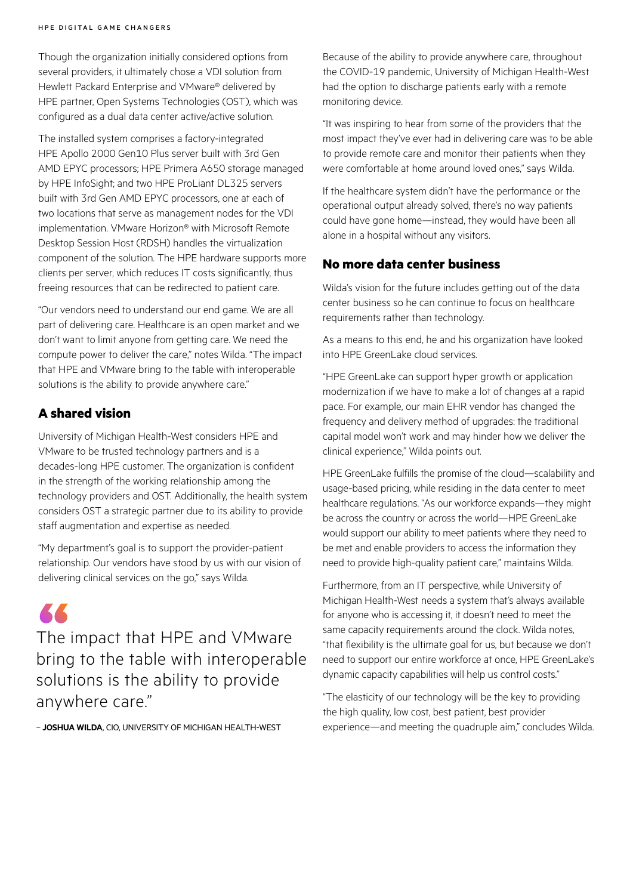Though the organization initially considered options from several providers, it ultimately chose a VDI solution from Hewlett Packard Enterprise and VMware® delivered by HPE partner, Open Systems Technologies (OST), which was configured as a dual data center active/active solution.

The installed system comprises a factory-integrated HPE Apollo 2000 Gen10 Plus server built with 3rd Gen AMD EPYC processors; HPE Primera A650 storage managed by HPE InfoSight; and two HPE ProLiant DL325 servers built with 3rd Gen AMD EPYC processors, one at each of two locations that serve as management nodes for the VDI implementation. VMware Horizon® with Microsoft Remote Desktop Session Host (RDSH) handles the virtualization component of the solution. The HPE hardware supports more clients per server, which reduces IT costs significantly, thus freeing resources that can be redirected to patient care.

"Our vendors need to understand our end game. We are all part of delivering care. Healthcare is an open market and we don't want to limit anyone from getting care. We need the compute power to deliver the care," notes Wilda. "The impact that HPE and VMware bring to the table with interoperable solutions is the ability to provide anywhere care."

## A shared vision

University of Michigan Health-West considers HPE and VMware to be trusted technology partners and is a decades-long HPE customer. The organization is confident in the strength of the working relationship among the technology providers and OST. Additionally, the health system considers OST a strategic partner due to its ability to provide staff augmentation and expertise as needed.

"My department's goal is to support the provider-patient relationship. Our vendors have stood by us with our vision of delivering clinical services on the go," says Wilda.

> The impact that HPE and VMware bring to the table with interoperable solutions is the ability to provide anywhere care."
>
> – **JOSHUA WILDA**, CIO, UNIVERSITY OF MICHIGAN HEALTH-WEST

Because of the ability to provide anywhere care, throughout the COVID-19 pandemic, University of Michigan Health-West had the option to discharge patients early with a remote monitoring device.

"It was inspiring to hear from some of the providers that the most impact they've ever had in delivering care was to be able to provide remote care and monitor their patients when they were comfortable at home around loved ones," says Wilda.

If the healthcare system didn't have the performance or the operational output already solved, there's no way patients could have gone home—instead, they would have been all alone in a hospital without any visitors.

## No more data center business

Wilda's vision for the future includes getting out of the data center business so he can continue to focus on healthcare requirements rather than technology.

As a means to this end, he and his organization have looked into HPE GreenLake cloud services.

"HPE GreenLake can support hyper growth or application modernization if we have to make a lot of changes at a rapid pace. For example, our main EHR vendor has changed the frequency and delivery method of upgrades: the traditional capital model won't work and may hinder how we deliver the clinical experience," Wilda points out.

HPE GreenLake fulfills the promise of the cloud—scalability and usage-based pricing, while residing in the data center to meet healthcare regulations. "As our workforce expands—they might be across the country or across the world—HPE GreenLake would support our ability to meet patients where they need to be met and enable providers to access the information they need to provide high-quality patient care," maintains Wilda.

Furthermore, from an IT perspective, while University of Michigan Health-West needs a system that's always available for anyone who is accessing it, it doesn't need to meet the same capacity requirements around the clock. Wilda notes, "that flexibility is the ultimate goal for us, but because we don't need to support our entire workforce at once, HPE GreenLake's dynamic capacity capabilities will help us control costs."

"The elasticity of our technology will be the key to providing the high quality, low cost, best patient, best provider experience—and meeting the quadruple aim," concludes Wilda.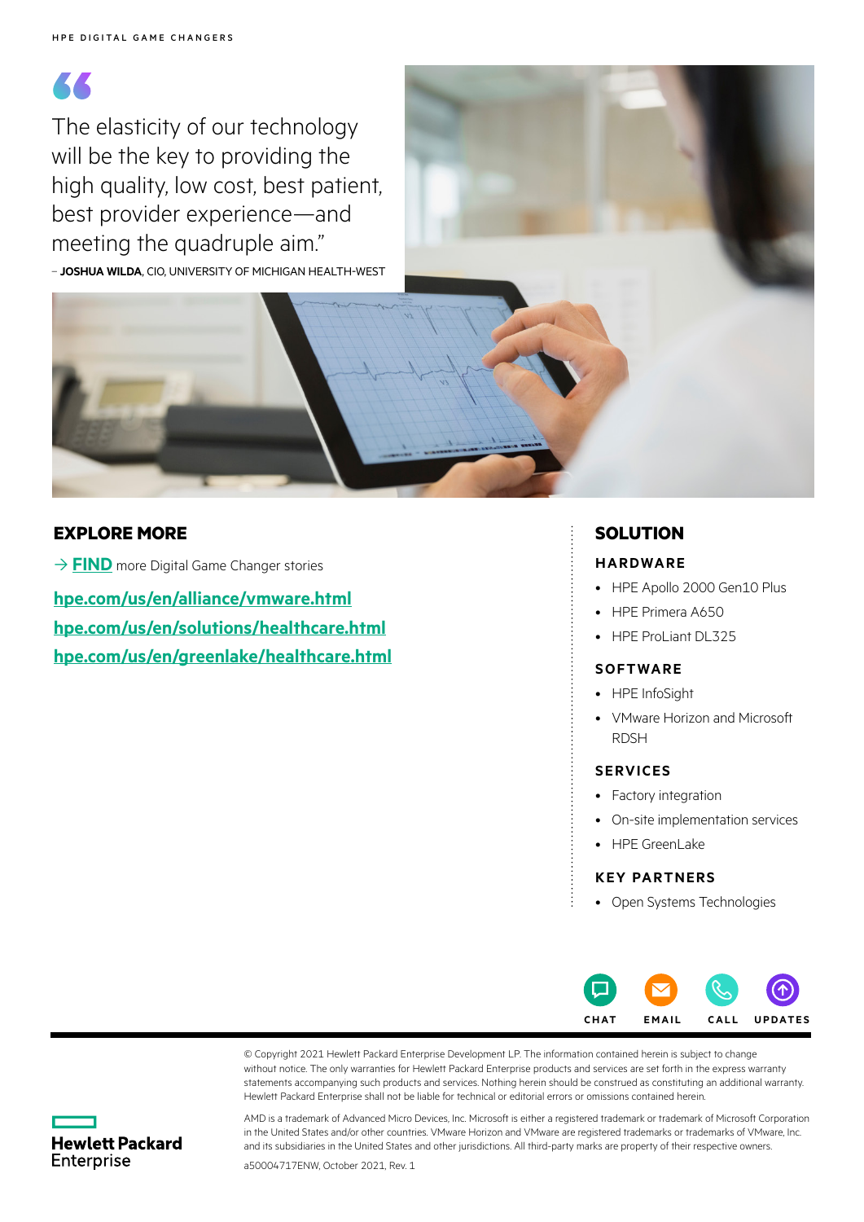> The elasticity of our technology will be the key to providing the high quality, low cost, best patient, best provider experience—and meeting the quadruple aim."
>
> – **JOSHUA WILDA**, CIO, UNIVERSITY OF MICHIGAN HEALTH-WEST

## EXPLORE MORE

→ **FIND** more Digital Game Changer stories

**hpe.com/us/en/alliance/vmware.html**

**hpe.com/us/en/solutions/healthcare.html**

**hpe.com/us/en/greenlake/healthcare.html**

## SOLUTION

### HARDWARE

- HPE Apollo 2000 Gen10 Plus
- HPE Primera A650
- HPE ProLiant DL325

### SOFTWARE

- HPE InfoSight
- VMware Horizon and Microsoft RDSH

### SERVICES

- Factory integration
- On-site implementation services
- HPE GreenLake

### KEY PARTNERS

- Open Systems Technologies

CHAT EMAIL CALL UPDATES

© Copyright 2021 Hewlett Packard Enterprise Development LP. The information contained herein is subject to change without notice. The only warranties for Hewlett Packard Enterprise products and services are set forth in the express warranty statements accompanying such products and services. Nothing herein should be construed as constituting an additional warranty. Hewlett Packard Enterprise shall not be liable for technical or editorial errors or omissions contained herein.

AMD is a trademark of Advanced Micro Devices, Inc. Microsoft is either a registered trademark or trademark of Microsoft Corporation in the United States and/or other countries. VMware Horizon and VMware are registered trademarks or trademarks of VMware, Inc. and its subsidiaries in the United States and other jurisdictions. All third-party marks are property of their respective owners.

a50004717ENW, October 2021, Rev. 1

Hewlett Packard Enterprise